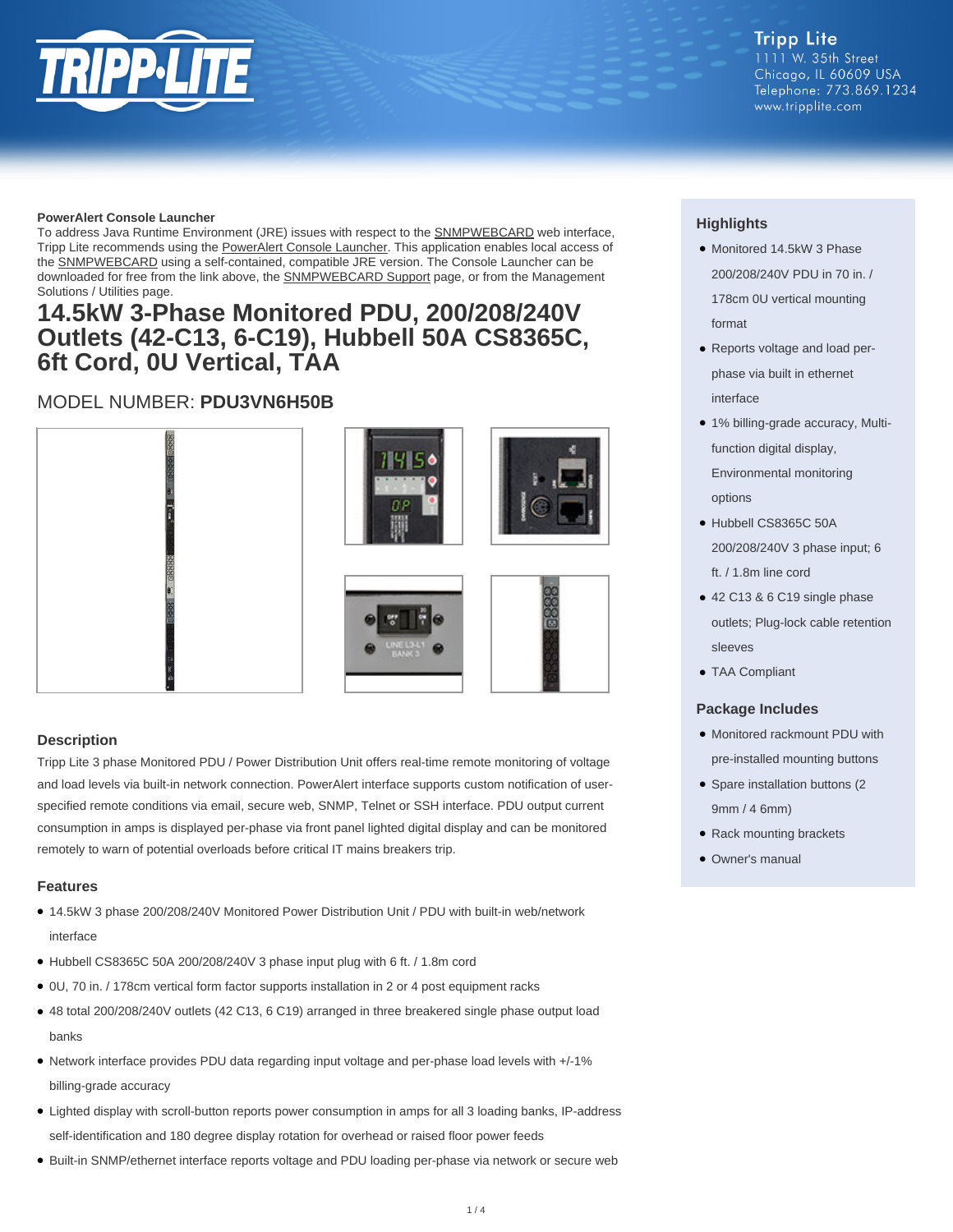Tripp Lite
1111 W. 35th Street
Chicago, IL 60609 USA
Telephone: 773.869.1234
www.tripplite.com

**PowerAlert Console Launcher**
To address Java Runtime Environment (JRE) issues with respect to the SNMPWEBCARD web interface, Tripp Lite recommends using the PowerAlert Console Launcher. This application enables local access of the SNMPWEBCARD using a self-contained, compatible JRE version. The Console Launcher can be downloaded for free from the link above, the SNMPWEBCARD Support page, or from the Management Solutions / Utilities page.

# 14.5kW 3-Phase Monitored PDU, 200/208/240V Outlets (42-C13, 6-C19), Hubbell 50A CS8365C, 6ft Cord, 0U Vertical, TAA

## MODEL NUMBER: **PDU3VN6H50B**

## Highlights

- Monitored 14.5kW 3 Phase 200/208/240V PDU in 70 in. / 178cm 0U vertical mounting format
- Reports voltage and load per-phase via built in ethernet interface
- 1% billing-grade accuracy, Multi-function digital display, Environmental monitoring options
- Hubbell CS8365C 50A 200/208/240V 3 phase input; 6 ft. / 1.8m line cord
- 42 C13 & 6 C19 single phase outlets; Plug-lock cable retention sleeves
- TAA Compliant

## Package Includes

- Monitored rackmount PDU with pre-installed mounting buttons
- Spare installation buttons (2 9mm / 4 6mm)
- Rack mounting brackets
- Owner's manual

## Description

Tripp Lite 3 phase Monitored PDU / Power Distribution Unit offers real-time remote monitoring of voltage and load levels via built-in network connection. PowerAlert interface supports custom notification of user-specified remote conditions via email, secure web, SNMP, Telnet or SSH interface. PDU output current consumption in amps is displayed per-phase via front panel lighted digital display and can be monitored remotely to warn of potential overloads before critical IT mains breakers trip.

## Features

- 14.5kW 3 phase 200/208/240V Monitored Power Distribution Unit / PDU with built-in web/network interface
- Hubbell CS8365C 50A 200/208/240V 3 phase input plug with 6 ft. / 1.8m cord
- 0U, 70 in. / 178cm vertical form factor supports installation in 2 or 4 post equipment racks
- 48 total 200/208/240V outlets (42 C13, 6 C19) arranged in three breakered single phase output load banks
- Network interface provides PDU data regarding input voltage and per-phase load levels with +/-1% billing-grade accuracy
- Lighted display with scroll-button reports power consumption in amps for all 3 loading banks, IP-address self-identification and 180 degree display rotation for overhead or raised floor power feeds
- Built-in SNMP/ethernet interface reports voltage and PDU loading per-phase via network or secure web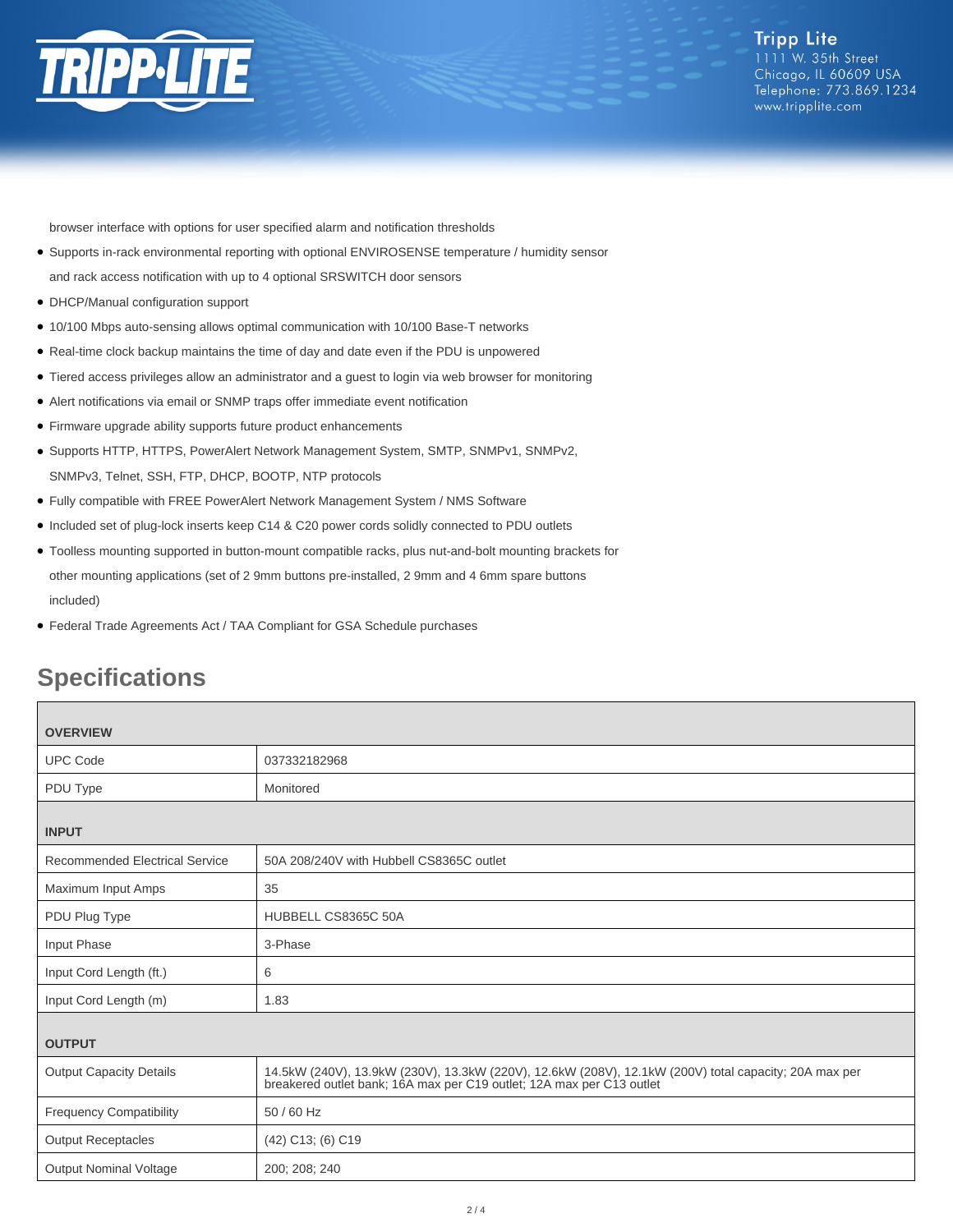browser interface with options for user specified alarm and notification thresholds

- Supports in-rack environmental reporting with optional ENVIROSENSE temperature / humidity sensor and rack access notification with up to 4 optional SRSWITCH door sensors
- DHCP/Manual configuration support
- 10/100 Mbps auto-sensing allows optimal communication with 10/100 Base-T networks
- Real-time clock backup maintains the time of day and date even if the PDU is unpowered
- Tiered access privileges allow an administrator and a guest to login via web browser for monitoring
- Alert notifications via email or SNMP traps offer immediate event notification
- Firmware upgrade ability supports future product enhancements
- Supports HTTP, HTTPS, PowerAlert Network Management System, SMTP, SNMPv1, SNMPv2, SNMPv3, Telnet, SSH, FTP, DHCP, BOOTP, NTP protocols
- Fully compatible with FREE PowerAlert Network Management System / NMS Software
- Included set of plug-lock inserts keep C14 & C20 power cords solidly connected to PDU outlets
- Toolless mounting supported in button-mount compatible racks, plus nut-and-bolt mounting brackets for other mounting applications (set of 2 9mm buttons pre-installed, 2 9mm and 4 6mm spare buttons included)
- Federal Trade Agreements Act / TAA Compliant for GSA Schedule purchases

## Specifications

| **OVERVIEW** | |
|---|---|
| UPC Code | 037332182968 |
| PDU Type | Monitored |
| **INPUT** | |
| Recommended Electrical Service | 50A 208/240V with Hubbell CS8365C outlet |
| Maximum Input Amps | 35 |
| PDU Plug Type | HUBBELL CS8365C 50A |
| Input Phase | 3-Phase |
| Input Cord Length (ft.) | 6 |
| Input Cord Length (m) | 1.83 |
| **OUTPUT** | |
| Output Capacity Details | 14.5kW (240V), 13.9kW (230V), 13.3kW (220V), 12.6kW (208V), 12.1kW (200V) total capacity; 20A max per breakered outlet bank; 16A max per C19 outlet; 12A max per C13 outlet |
| Frequency Compatibility | 50 / 60 Hz |
| Output Receptacles | (42) C13; (6) C19 |
| Output Nominal Voltage | 200; 208; 240 |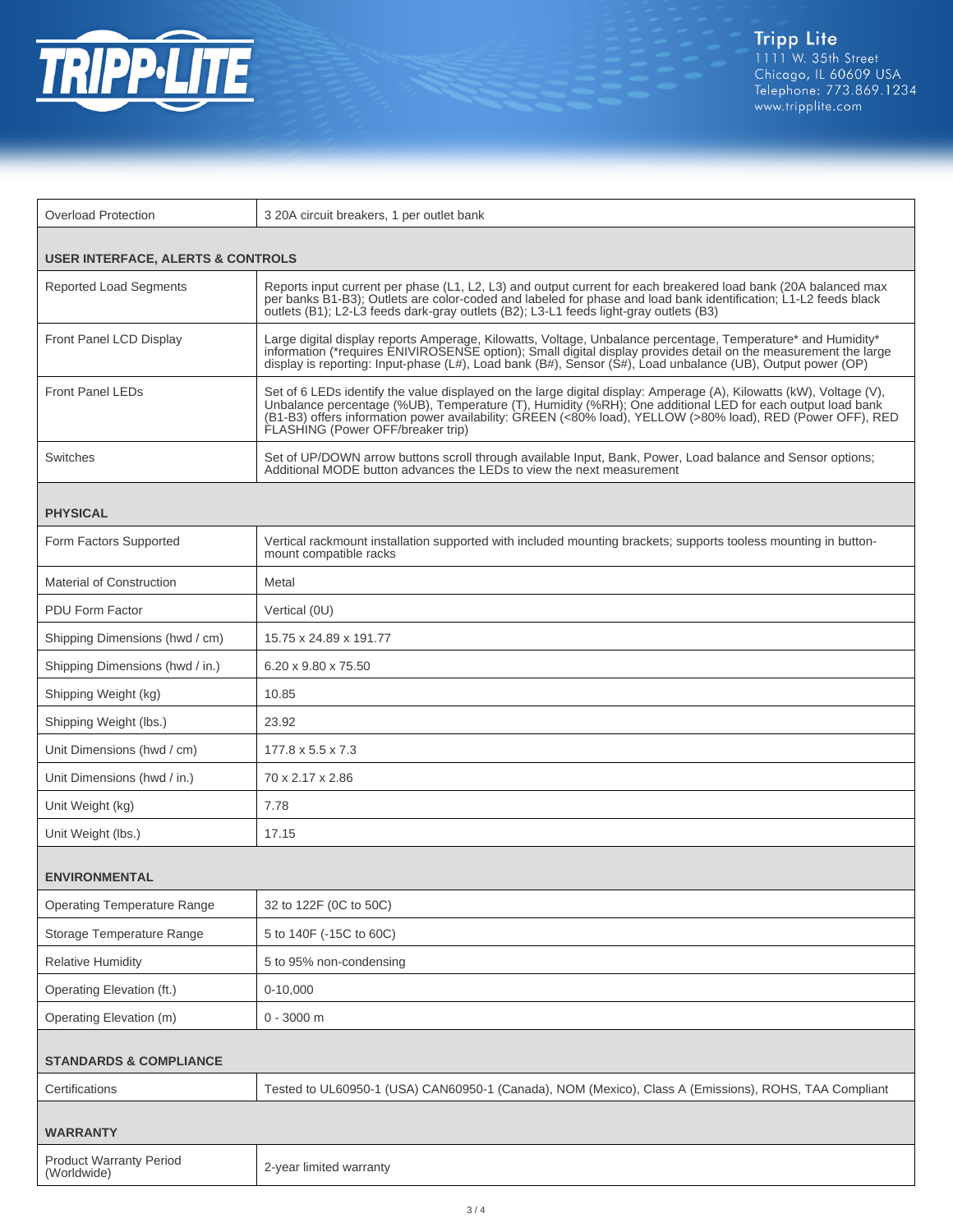| | |
|---|---|
| Overload Protection | 3 20A circuit breakers, 1 per outlet bank |
| **USER INTERFACE, ALERTS & CONTROLS** | |
| Reported Load Segments | Reports input current per phase (L1, L2, L3) and output current for each breakered load bank (20A balanced max per banks B1-B3); Outlets are color-coded and labeled for phase and load bank identification; L1-L2 feeds black outlets (B1); L2-L3 feeds dark-gray outlets (B2); L3-L1 feeds light-gray outlets (B3) |
| Front Panel LCD Display | Large digital display reports Amperage, Kilowatts, Voltage, Unbalance percentage, Temperature* and Humidity* information (*requires ENIVIROSENSE option); Small digital display provides detail on the measurement the large display is reporting: Input-phase (L#), Load bank (B#), Sensor (S#), Load unbalance (UB), Output power (OP) |
| Front Panel LEDs | Set of 6 LEDs identify the value displayed on the large digital display: Amperage (A), Kilowatts (kW), Voltage (V), Unbalance percentage (%UB), Temperature (T), Humidity (%RH); One additional LED for each output load bank (B1-B3) offers information power availability: GREEN (<80% load), YELLOW (>80% load), RED (Power OFF), RED FLASHING (Power OFF/breaker trip) |
| Switches | Set of UP/DOWN arrow buttons scroll through available Input, Bank, Power, Load balance and Sensor options; Additional MODE button advances the LEDs to view the next measurement |
| **PHYSICAL** | |
| Form Factors Supported | Vertical rackmount installation supported with included mounting brackets; supports toolless mounting in button-mount compatible racks |
| Material of Construction | Metal |
| PDU Form Factor | Vertical (0U) |
| Shipping Dimensions (hwd / cm) | 15.75 x 24.89 x 191.77 |
| Shipping Dimensions (hwd / in.) | 6.20 x 9.80 x 75.50 |
| Shipping Weight (kg) | 10.85 |
| Shipping Weight (lbs.) | 23.92 |
| Unit Dimensions (hwd / cm) | 177.8 x 5.5 x 7.3 |
| Unit Dimensions (hwd / in.) | 70 x 2.17 x 2.86 |
| Unit Weight (kg) | 7.78 |
| Unit Weight (lbs.) | 17.15 |
| **ENVIRONMENTAL** | |
| Operating Temperature Range | 32 to 122F (0C to 50C) |
| Storage Temperature Range | 5 to 140F (-15C to 60C) |
| Relative Humidity | 5 to 95% non-condensing |
| Operating Elevation (ft.) | 0-10,000 |
| Operating Elevation (m) | 0 - 3000 m |
| **STANDARDS & COMPLIANCE** | |
| Certifications | Tested to UL60950-1 (USA) CAN60950-1 (Canada), NOM (Mexico), Class A (Emissions), ROHS, TAA Compliant |
| **WARRANTY** | |
| Product Warranty Period (Worldwide) | 2-year limited warranty |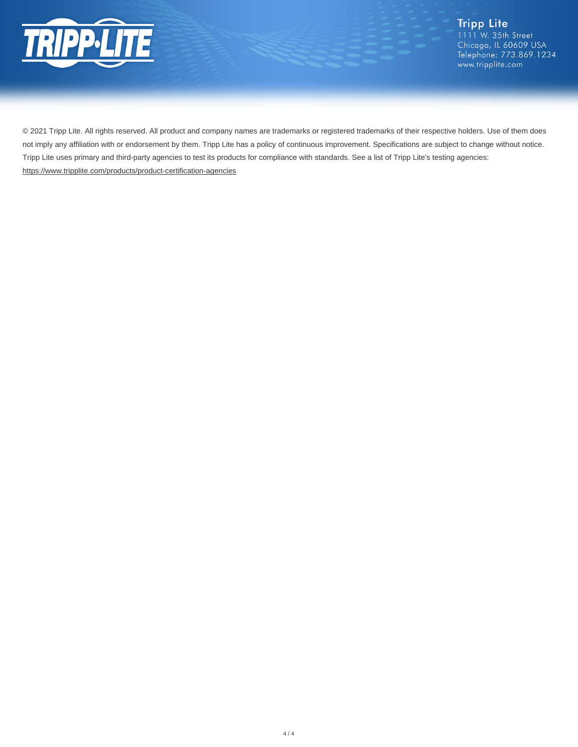© 2021 Tripp Lite. All rights reserved. All product and company names are trademarks or registered trademarks of their respective holders. Use of them does not imply any affiliation with or endorsement by them. Tripp Lite has a policy of continuous improvement. Specifications are subject to change without notice. Tripp Lite uses primary and third-party agencies to test its products for compliance with standards. See a list of Tripp Lite's testing agencies: https://www.tripplite.com/products/product-certification-agencies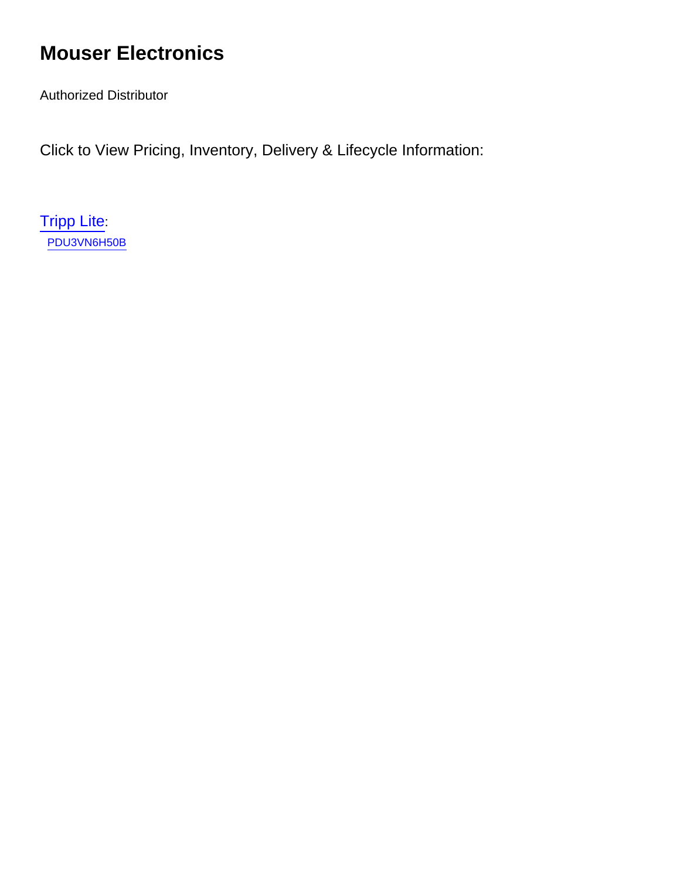# Mouser Electronics

Authorized Distributor

Click to View Pricing, Inventory, Delivery & Lifecycle Information:

Tripp Lite:

PDU3VN6H50B